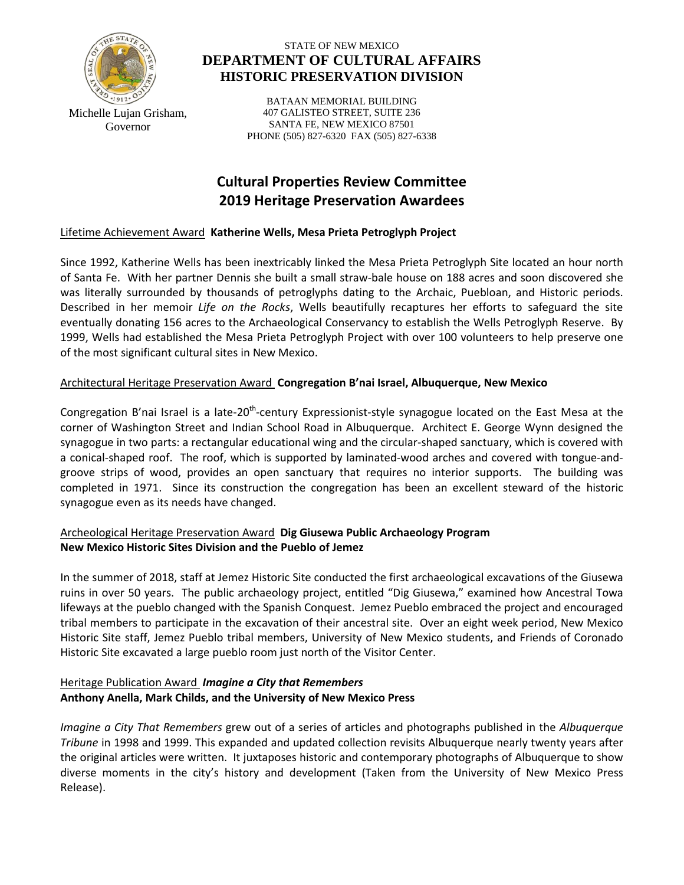Michelle Lujan Grisham, Governor

STATE OF NEW MEXICO
**DEPARTMENT OF CULTURAL AFFAIRS**
**HISTORIC PRESERVATION DIVISION**

BATAAN MEMORIAL BUILDING
407 GALISTEO STREET, SUITE 236
SANTA FE, NEW MEXICO 87501
PHONE (505) 827-6320 FAX (505) 827-6338

# Cultural Properties Review Committee
# 2019 Heritage Preservation Awardees

Lifetime Achievement Award **Katherine Wells, Mesa Prieta Petroglyph Project**

Since 1992, Katherine Wells has been inextricably linked the Mesa Prieta Petroglyph Site located an hour north of Santa Fe. With her partner Dennis she built a small straw-bale house on 188 acres and soon discovered she was literally surrounded by thousands of petroglyphs dating to the Archaic, Puebloan, and Historic periods. Described in her memoir *Life on the Rocks*, Wells beautifully recaptures her efforts to safeguard the site eventually donating 156 acres to the Archaeological Conservancy to establish the Wells Petroglyph Reserve. By 1999, Wells had established the Mesa Prieta Petroglyph Project with over 100 volunteers to help preserve one of the most significant cultural sites in New Mexico.

Architectural Heritage Preservation Award **Congregation B'nai Israel, Albuquerque, New Mexico**

Congregation B'nai Israel is a late-20th-century Expressionist-style synagogue located on the East Mesa at the corner of Washington Street and Indian School Road in Albuquerque. Architect E. George Wynn designed the synagogue in two parts: a rectangular educational wing and the circular-shaped sanctuary, which is covered with a conical-shaped roof. The roof, which is supported by laminated-wood arches and covered with tongue-and-groove strips of wood, provides an open sanctuary that requires no interior supports. The building was completed in 1971. Since its construction the congregation has been an excellent steward of the historic synagogue even as its needs have changed.

Archeological Heritage Preservation Award **Dig Giusewa Public Archaeology Program**
**New Mexico Historic Sites Division and the Pueblo of Jemez**

In the summer of 2018, staff at Jemez Historic Site conducted the first archaeological excavations of the Giusewa ruins in over 50 years. The public archaeology project, entitled "Dig Giusewa," examined how Ancestral Towa lifeways at the pueblo changed with the Spanish Conquest. Jemez Pueblo embraced the project and encouraged tribal members to participate in the excavation of their ancestral site. Over an eight week period, New Mexico Historic Site staff, Jemez Pueblo tribal members, University of New Mexico students, and Friends of Coronado Historic Site excavated a large pueblo room just north of the Visitor Center.

Heritage Publication Award ***Imagine a City that Remembers***
**Anthony Anella, Mark Childs, and the University of New Mexico Press**

*Imagine a City That Remembers* grew out of a series of articles and photographs published in the *Albuquerque Tribune* in 1998 and 1999. This expanded and updated collection revisits Albuquerque nearly twenty years after the original articles were written. It juxtaposes historic and contemporary photographs of Albuquerque to show diverse moments in the city's history and development (Taken from the University of New Mexico Press Release).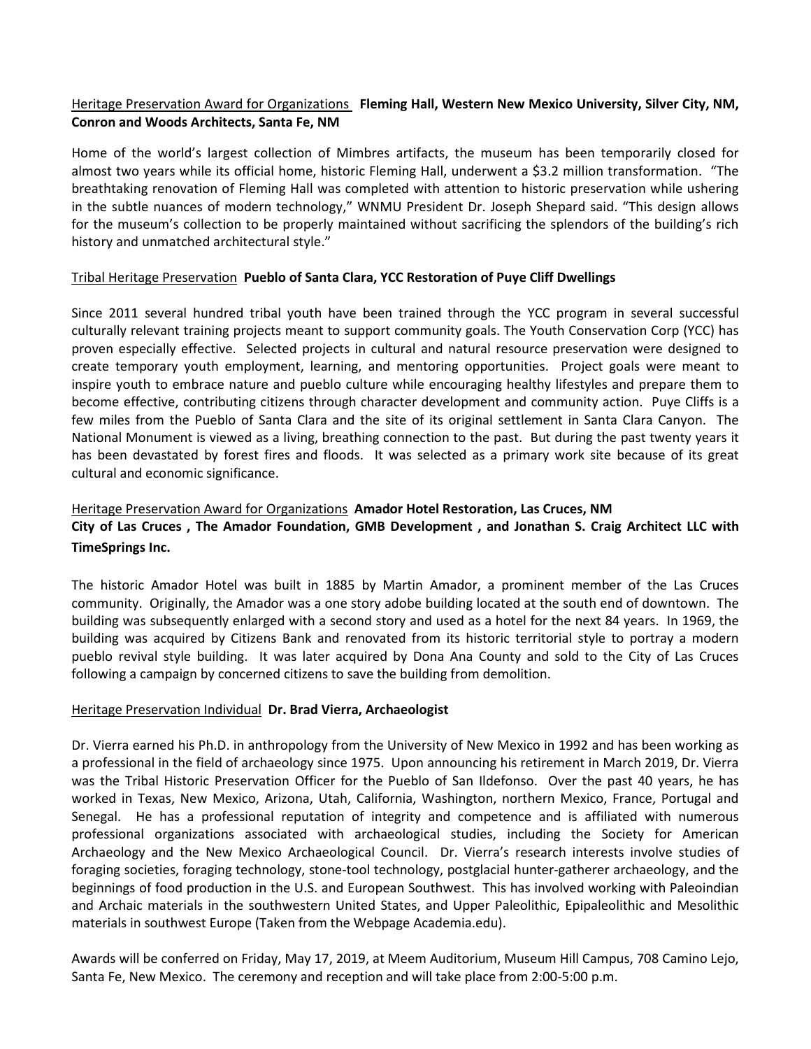Heritage Preservation Award for Organizations **Fleming Hall, Western New Mexico University, Silver City, NM, Conron and Woods Architects, Santa Fe, NM**

Home of the world's largest collection of Mimbres artifacts, the museum has been temporarily closed for almost two years while its official home, historic Fleming Hall, underwent a $3.2 million transformation. "The breathtaking renovation of Fleming Hall was completed with attention to historic preservation while ushering in the subtle nuances of modern technology," WNMU President Dr. Joseph Shepard said. "This design allows for the museum's collection to be properly maintained without sacrificing the splendors of the building's rich history and unmatched architectural style."

Tribal Heritage Preservation **Pueblo of Santa Clara, YCC Restoration of Puye Cliff Dwellings**

Since 2011 several hundred tribal youth have been trained through the YCC program in several successful culturally relevant training projects meant to support community goals. The Youth Conservation Corp (YCC) has proven especially effective. Selected projects in cultural and natural resource preservation were designed to create temporary youth employment, learning, and mentoring opportunities. Project goals were meant to inspire youth to embrace nature and pueblo culture while encouraging healthy lifestyles and prepare them to become effective, contributing citizens through character development and community action. Puye Cliffs is a few miles from the Pueblo of Santa Clara and the site of its original settlement in Santa Clara Canyon. The National Monument is viewed as a living, breathing connection to the past. But during the past twenty years it has been devastated by forest fires and floods. It was selected as a primary work site because of its great cultural and economic significance.

Heritage Preservation Award for Organizations **Amador Hotel Restoration, Las Cruces, NM**
**City of Las Cruces , The Amador Foundation, GMB Development , and Jonathan S. Craig Architect LLC with TimeSprings Inc.**

The historic Amador Hotel was built in 1885 by Martin Amador, a prominent member of the Las Cruces community. Originally, the Amador was a one story adobe building located at the south end of downtown. The building was subsequently enlarged with a second story and used as a hotel for the next 84 years. In 1969, the building was acquired by Citizens Bank and renovated from its historic territorial style to portray a modern pueblo revival style building. It was later acquired by Dona Ana County and sold to the City of Las Cruces following a campaign by concerned citizens to save the building from demolition.

Heritage Preservation Individual **Dr. Brad Vierra, Archaeologist**

Dr. Vierra earned his Ph.D. in anthropology from the University of New Mexico in 1992 and has been working as a professional in the field of archaeology since 1975. Upon announcing his retirement in March 2019, Dr. Vierra was the Tribal Historic Preservation Officer for the Pueblo of San Ildefonso. Over the past 40 years, he has worked in Texas, New Mexico, Arizona, Utah, California, Washington, northern Mexico, France, Portugal and Senegal. He has a professional reputation of integrity and competence and is affiliated with numerous professional organizations associated with archaeological studies, including the Society for American Archaeology and the New Mexico Archaeological Council. Dr. Vierra's research interests involve studies of foraging societies, foraging technology, stone-tool technology, postglacial hunter-gatherer archaeology, and the beginnings of food production in the U.S. and European Southwest. This has involved working with Paleoindian and Archaic materials in the southwestern United States, and Upper Paleolithic, Epipaleolithic and Mesolithic materials in southwest Europe (Taken from the Webpage Academia.edu).

Awards will be conferred on Friday, May 17, 2019, at Meem Auditorium, Museum Hill Campus, 708 Camino Lejo, Santa Fe, New Mexico. The ceremony and reception and will take place from 2:00-5:00 p.m.